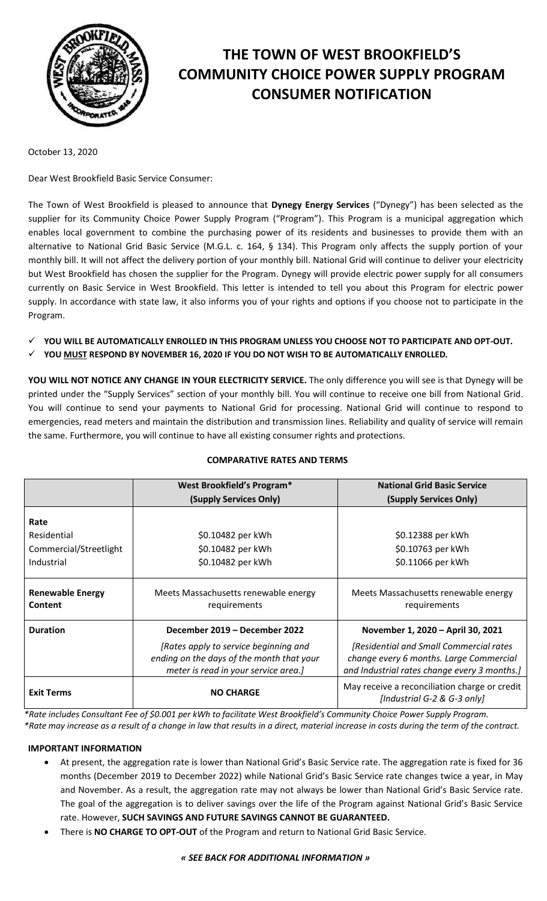# THE TOWN OF WEST BROOKFIELD'S COMMUNITY CHOICE POWER SUPPLY PROGRAM CONSUMER NOTIFICATION

October 13, 2020

Dear West Brookfield Basic Service Consumer:

The Town of West Brookfield is pleased to announce that **Dynegy Energy Services** ("Dynegy") has been selected as the supplier for its Community Choice Power Supply Program ("Program"). This Program is a municipal aggregation which enables local government to combine the purchasing power of its residents and businesses to provide them with an alternative to National Grid Basic Service (M.G.L. c. 164, § 134). This Program only affects the supply portion of your monthly bill. It will not affect the delivery portion of your monthly bill. National Grid will continue to deliver your electricity but West Brookfield has chosen the supplier for the Program. Dynegy will provide electric power supply for all consumers currently on Basic Service in West Brookfield. This letter is intended to tell you about this Program for electric power supply. In accordance with state law, it also informs you of your rights and options if you choose not to participate in the Program.

- ✓ **YOU WILL BE AUTOMATICALLY ENROLLED IN THIS PROGRAM UNLESS YOU CHOOSE NOT TO PARTICIPATE AND OPT-OUT.**
- ✓ **YOU MUST RESPOND BY NOVEMBER 16, 2020 IF YOU DO NOT WISH TO BE AUTOMATICALLY ENROLLED.**

**YOU WILL NOT NOTICE ANY CHANGE IN YOUR ELECTRICITY SERVICE.** The only difference you will see is that Dynegy will be printed under the "Supply Services" section of your monthly bill. You will continue to receive one bill from National Grid. You will continue to send your payments to National Grid for processing. National Grid will continue to respond to emergencies, read meters and maintain the distribution and transmission lines. Reliability and quality of service will remain the same. Furthermore, you will continue to have all existing consumer rights and protections.

**COMPARATIVE RATES AND TERMS**

| | **West Brookfield's Program*** **(Supply Services Only)** | **National Grid Basic Service (Supply Services Only)** |
|---|---|---|
| **Rate** | | |
| Residential | $0.10482 per kWh | $0.12388 per kWh |
| Commercial/Streetlight | $0.10482 per kWh | $0.10763 per kWh |
| Industrial | $0.10482 per kWh | $0.11066 per kWh |
| **Renewable Energy Content** | Meets Massachusetts renewable energy requirements | Meets Massachusetts renewable energy requirements |
| **Duration** | **December 2019 – December 2022** *[Rates apply to service beginning and ending on the days of the month that your meter is read in your service area.]* | **November 1, 2020 – April 30, 2021** *[Residential and Small Commercial rates change every 6 months. Large Commercial and Industrial rates change every 3 months.]* |
| **Exit Terms** | **NO CHARGE** | May receive a reconciliation charge or credit *[Industrial G-2 & G-3 only]* |

*\*Rate includes Consultant Fee of $0.001 per kWh to facilitate West Brookfield's Community Choice Power Supply Program.*
*\*Rate may increase as a result of a change in law that results in a direct, material increase in costs during the term of the contract.*

**IMPORTANT INFORMATION**

- At present, the aggregation rate is lower than National Grid's Basic Service rate. The aggregation rate is fixed for 36 months (December 2019 to December 2022) while National Grid's Basic Service rate changes twice a year, in May and November. As a result, the aggregation rate may not always be lower than National Grid's Basic Service rate. The goal of the aggregation is to deliver savings over the life of the Program against National Grid's Basic Service rate. However, **SUCH SAVINGS AND FUTURE SAVINGS CANNOT BE GUARANTEED.**
- There is **NO CHARGE TO OPT-OUT** of the Program and return to National Grid Basic Service.

***« SEE BACK FOR ADDITIONAL INFORMATION »***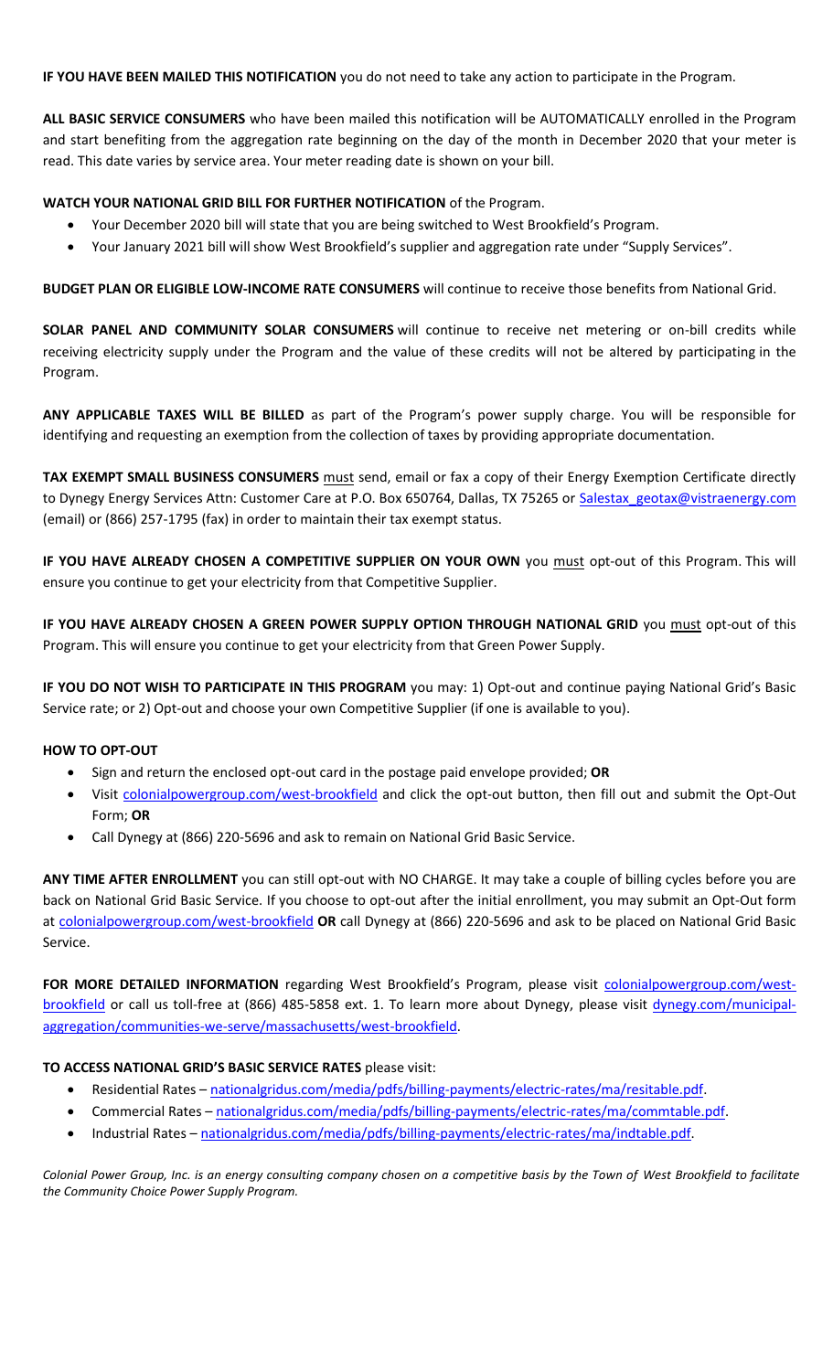**IF YOU HAVE BEEN MAILED THIS NOTIFICATION** you do not need to take any action to participate in the Program.

**ALL BASIC SERVICE CONSUMERS** who have been mailed this notification will be AUTOMATICALLY enrolled in the Program and start benefiting from the aggregation rate beginning on the day of the month in December 2020 that your meter is read. This date varies by service area. Your meter reading date is shown on your bill.

**WATCH YOUR NATIONAL GRID BILL FOR FURTHER NOTIFICATION** of the Program.

- Your December 2020 bill will state that you are being switched to West Brookfield's Program.
- Your January 2021 bill will show West Brookfield's supplier and aggregation rate under "Supply Services".

**BUDGET PLAN OR ELIGIBLE LOW-INCOME RATE CONSUMERS** will continue to receive those benefits from National Grid.

**SOLAR PANEL AND COMMUNITY SOLAR CONSUMERS** will continue to receive net metering or on-bill credits while receiving electricity supply under the Program and the value of these credits will not be altered by participating in the Program.

**ANY APPLICABLE TAXES WILL BE BILLED** as part of the Program's power supply charge. You will be responsible for identifying and requesting an exemption from the collection of taxes by providing appropriate documentation.

**TAX EXEMPT SMALL BUSINESS CONSUMERS** must send, email or fax a copy of their Energy Exemption Certificate directly to Dynegy Energy Services Attn: Customer Care at P.O. Box 650764, Dallas, TX 75265 or Salestax_geotax@vistraenergy.com (email) or (866) 257-1795 (fax) in order to maintain their tax exempt status.

**IF YOU HAVE ALREADY CHOSEN A COMPETITIVE SUPPLIER ON YOUR OWN** you must opt-out of this Program. This will ensure you continue to get your electricity from that Competitive Supplier.

**IF YOU HAVE ALREADY CHOSEN A GREEN POWER SUPPLY OPTION THROUGH NATIONAL GRID** you must opt-out of this Program. This will ensure you continue to get your electricity from that Green Power Supply.

**IF YOU DO NOT WISH TO PARTICIPATE IN THIS PROGRAM** you may: 1) Opt-out and continue paying National Grid's Basic Service rate; or 2) Opt-out and choose your own Competitive Supplier (if one is available to you).

**HOW TO OPT-OUT**

- Sign and return the enclosed opt-out card in the postage paid envelope provided; **OR**
- Visit colonialpowergroup.com/west-brookfield and click the opt-out button, then fill out and submit the Opt-Out Form; **OR**
- Call Dynegy at (866) 220-5696 and ask to remain on National Grid Basic Service.

**ANY TIME AFTER ENROLLMENT** you can still opt-out with NO CHARGE. It may take a couple of billing cycles before you are back on National Grid Basic Service. If you choose to opt-out after the initial enrollment, you may submit an Opt-Out form at colonialpowergroup.com/west-brookfield **OR** call Dynegy at (866) 220-5696 and ask to be placed on National Grid Basic Service.

**FOR MORE DETAILED INFORMATION** regarding West Brookfield's Program, please visit colonialpowergroup.com/west-brookfield or call us toll-free at (866) 485-5858 ext. 1. To learn more about Dynegy, please visit dynegy.com/municipal-aggregation/communities-we-serve/massachusetts/west-brookfield.

**TO ACCESS NATIONAL GRID'S BASIC SERVICE RATES** please visit:

- Residential Rates – nationalgridus.com/media/pdfs/billing-payments/electric-rates/ma/resitable.pdf.
- Commercial Rates – nationalgridus.com/media/pdfs/billing-payments/electric-rates/ma/commtable.pdf.
- Industrial Rates – nationalgridus.com/media/pdfs/billing-payments/electric-rates/ma/indtable.pdf.

*Colonial Power Group, Inc. is an energy consulting company chosen on a competitive basis by the Town of West Brookfield to facilitate the Community Choice Power Supply Program.*